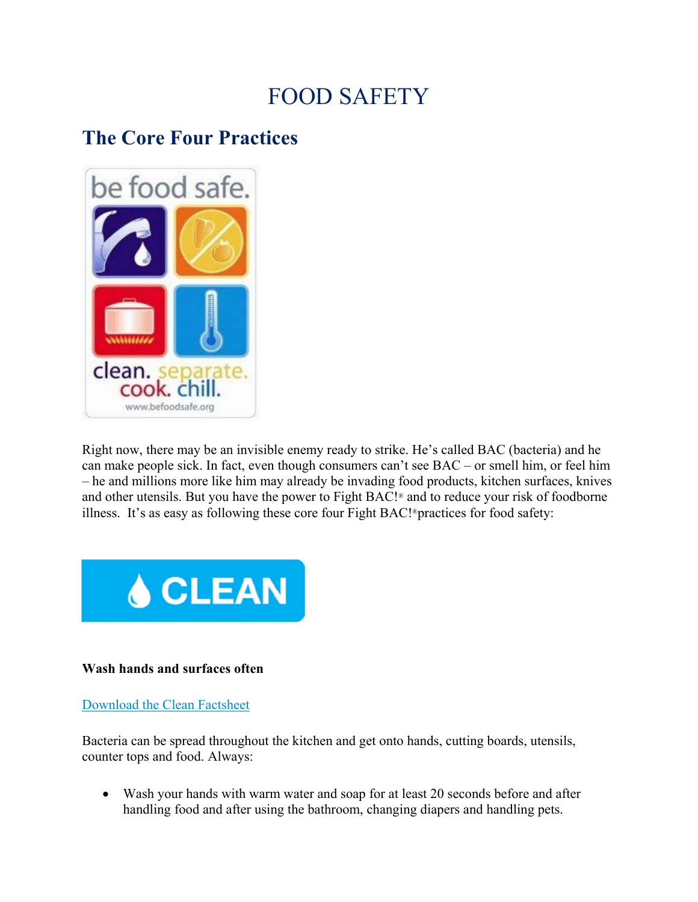# FOOD SAFETY

## The Core Four Practices

Right now, there may be an invisible enemy ready to strike. He's called BAC (bacteria) and he can make people sick. In fact, even though consumers can't see BAC – or smell him, or feel him – he and millions more like him may already be invading food products, kitchen surfaces, knives and other utensils. But you have the power to Fight BAC!® and to reduce your risk of foodborne illness. It's as easy as following these core four Fight BAC!® practices for food safety:

**CLEAN**

**Wash hands and surfaces often**

[Download the Clean Factsheet]

Bacteria can be spread throughout the kitchen and get onto hands, cutting boards, utensils, counter tops and food. Always:

- Wash your hands with warm water and soap for at least 20 seconds before and after handling food and after using the bathroom, changing diapers and handling pets.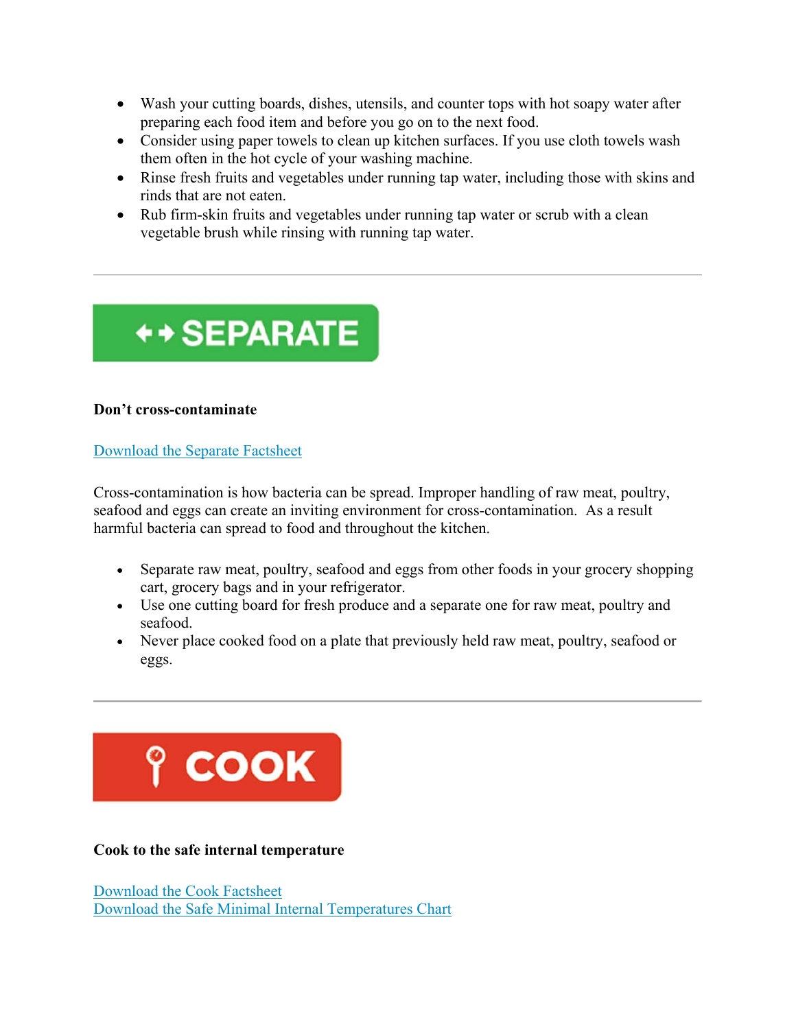- Wash your cutting boards, dishes, utensils, and counter tops with hot soapy water after preparing each food item and before you go on to the next food.
- Consider using paper towels to clean up kitchen surfaces. If you use cloth towels wash them often in the hot cycle of your washing machine.
- Rinse fresh fruits and vegetables under running tap water, including those with skins and rinds that are not eaten.
- Rub firm-skin fruits and vegetables under running tap water or scrub with a clean vegetable brush while rinsing with running tap water.

---

## SEPARATE

**Don't cross-contaminate**

Download the Separate Factsheet

Cross-contamination is how bacteria can be spread. Improper handling of raw meat, poultry, seafood and eggs can create an inviting environment for cross-contamination. As a result harmful bacteria can spread to food and throughout the kitchen.

- Separate raw meat, poultry, seafood and eggs from other foods in your grocery shopping cart, grocery bags and in your refrigerator.
- Use one cutting board for fresh produce and a separate one for raw meat, poultry and seafood.
- Never place cooked food on a plate that previously held raw meat, poultry, seafood or eggs.

---

## COOK

**Cook to the safe internal temperature**

Download the Cook Factsheet
Download the Safe Minimal Internal Temperatures Chart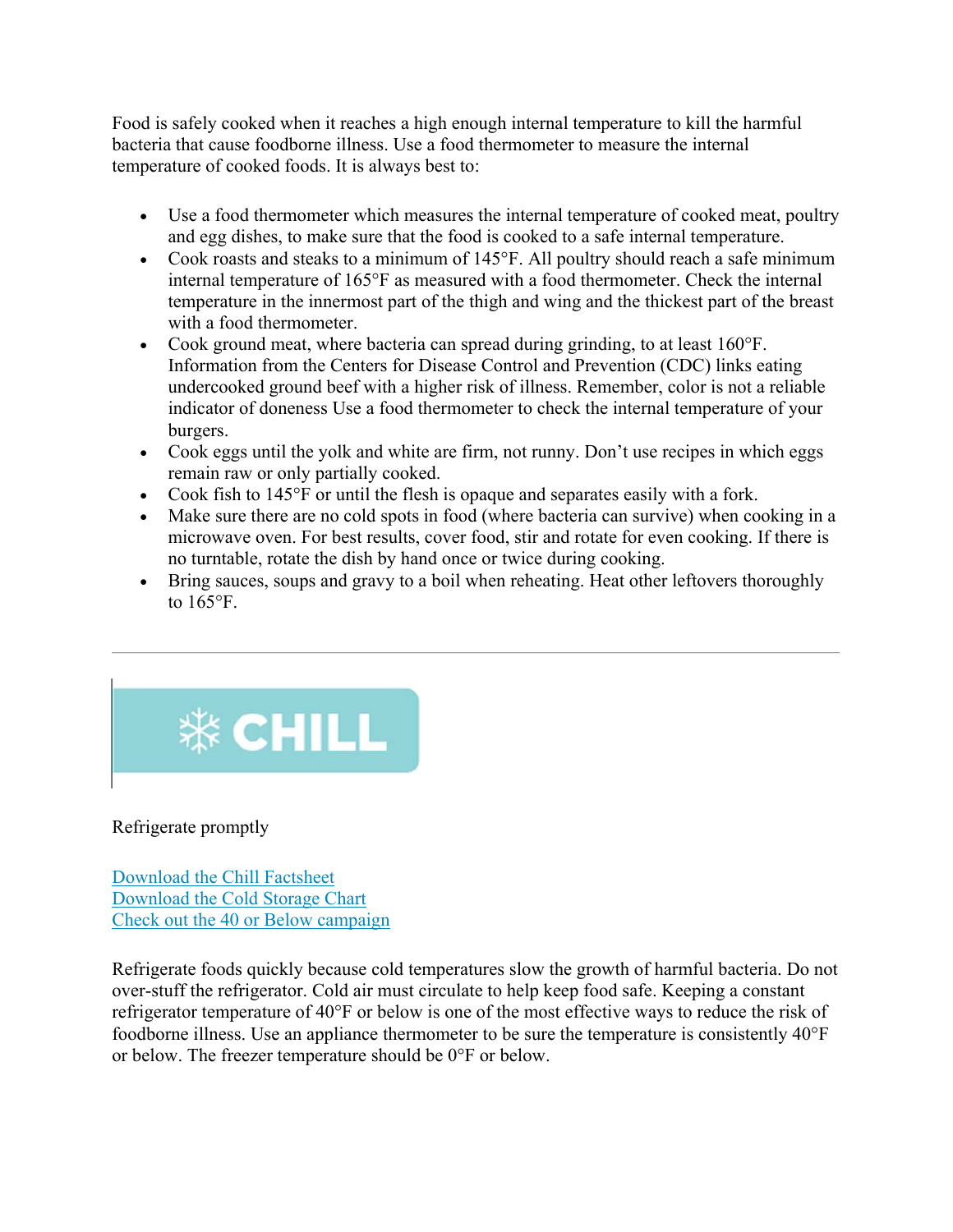Food is safely cooked when it reaches a high enough internal temperature to kill the harmful bacteria that cause foodborne illness. Use a food thermometer to measure the internal temperature of cooked foods. It is always best to:

- Use a food thermometer which measures the internal temperature of cooked meat, poultry and egg dishes, to make sure that the food is cooked to a safe internal temperature.
- Cook roasts and steaks to a minimum of 145°F. All poultry should reach a safe minimum internal temperature of 165°F as measured with a food thermometer. Check the internal temperature in the innermost part of the thigh and wing and the thickest part of the breast with a food thermometer.
- Cook ground meat, where bacteria can spread during grinding, to at least 160°F. Information from the Centers for Disease Control and Prevention (CDC) links eating undercooked ground beef with a higher risk of illness. Remember, color is not a reliable indicator of doneness Use a food thermometer to check the internal temperature of your burgers.
- Cook eggs until the yolk and white are firm, not runny. Don't use recipes in which eggs remain raw or only partially cooked.
- Cook fish to 145°F or until the flesh is opaque and separates easily with a fork.
- Make sure there are no cold spots in food (where bacteria can survive) when cooking in a microwave oven. For best results, cover food, stir and rotate for even cooking. If there is no turntable, rotate the dish by hand once or twice during cooking.
- Bring sauces, soups and gravy to a boil when reheating. Heat other leftovers thoroughly to 165°F.

---

## ❄ CHILL

Refrigerate promptly

[Download the Chill Factsheet]
[Download the Cold Storage Chart]
[Check out the 40 or Below campaign]

Refrigerate foods quickly because cold temperatures slow the growth of harmful bacteria. Do not over-stuff the refrigerator. Cold air must circulate to help keep food safe. Keeping a constant refrigerator temperature of 40°F or below is one of the most effective ways to reduce the risk of foodborne illness. Use an appliance thermometer to be sure the temperature is consistently 40°F or below. The freezer temperature should be 0°F or below.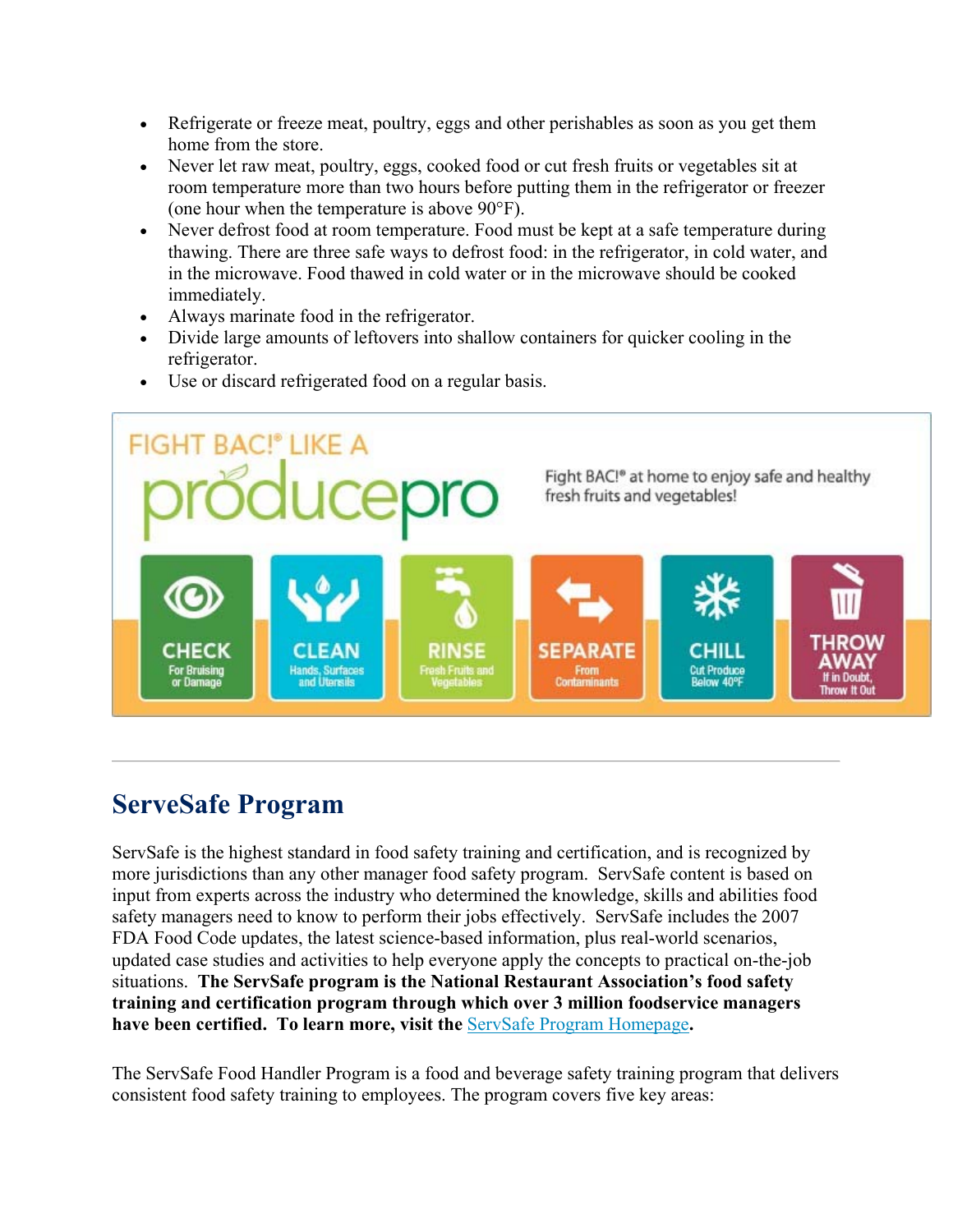- Refrigerate or freeze meat, poultry, eggs and other perishables as soon as you get them home from the store.
- Never let raw meat, poultry, eggs, cooked food or cut fresh fruits or vegetables sit at room temperature more than two hours before putting them in the refrigerator or freezer (one hour when the temperature is above 90°F).
- Never defrost food at room temperature. Food must be kept at a safe temperature during thawing. There are three safe ways to defrost food: in the refrigerator, in cold water, and in the microwave. Food thawed in cold water or in the microwave should be cooked immediately.
- Always marinate food in the refrigerator.
- Divide large amounts of leftovers into shallow containers for quicker cooling in the refrigerator.
- Use or discard refrigerated food on a regular basis.

FIGHT BAC!® LIKE A producepro

Fight BAC!® at home to enjoy safe and healthy fresh fruits and vegetables!

CHECK For Bruising or Damage | CLEAN Hands, Surfaces and Utensils | RINSE Fresh Fruits and Vegetables | SEPARATE From Contaminants | CHILL Cut Produce Below 40°F | THROW AWAY If in Doubt, Throw It Out

---

## ServeSafe Program

ServSafe is the highest standard in food safety training and certification, and is recognized by more jurisdictions than any other manager food safety program. ServSafe content is based on input from experts across the industry who determined the knowledge, skills and abilities food safety managers need to know to perform their jobs effectively. ServSafe includes the 2007 FDA Food Code updates, the latest science-based information, plus real-world scenarios, updated case studies and activities to help everyone apply the concepts to practical on-the-job situations. **The ServSafe program is the National Restaurant Association's food safety training and certification program through which over 3 million foodservice managers have been certified. To learn more, visit the** ServSafe Program Homepage**.**

The ServSafe Food Handler Program is a food and beverage safety training program that delivers consistent food safety training to employees. The program covers five key areas: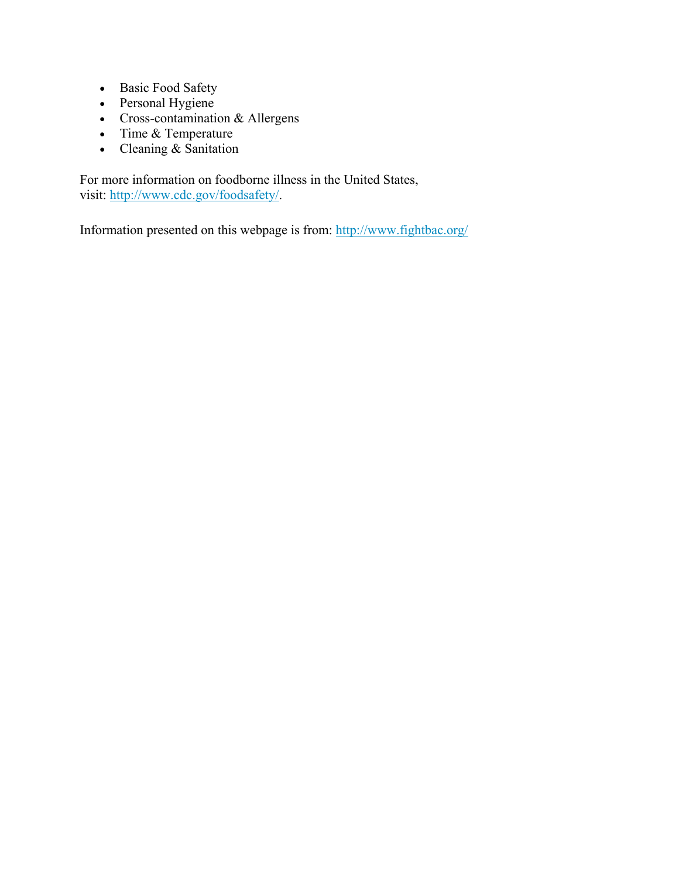- Basic Food Safety
- Personal Hygiene
- Cross-contamination & Allergens
- Time & Temperature
- Cleaning & Sanitation

For more information on foodborne illness in the United States, visit: [http://www.cdc.gov/foodsafety/](http://www.cdc.gov/foodsafety/).

Information presented on this webpage is from: [http://www.fightbac.org/](http://www.fightbac.org/)